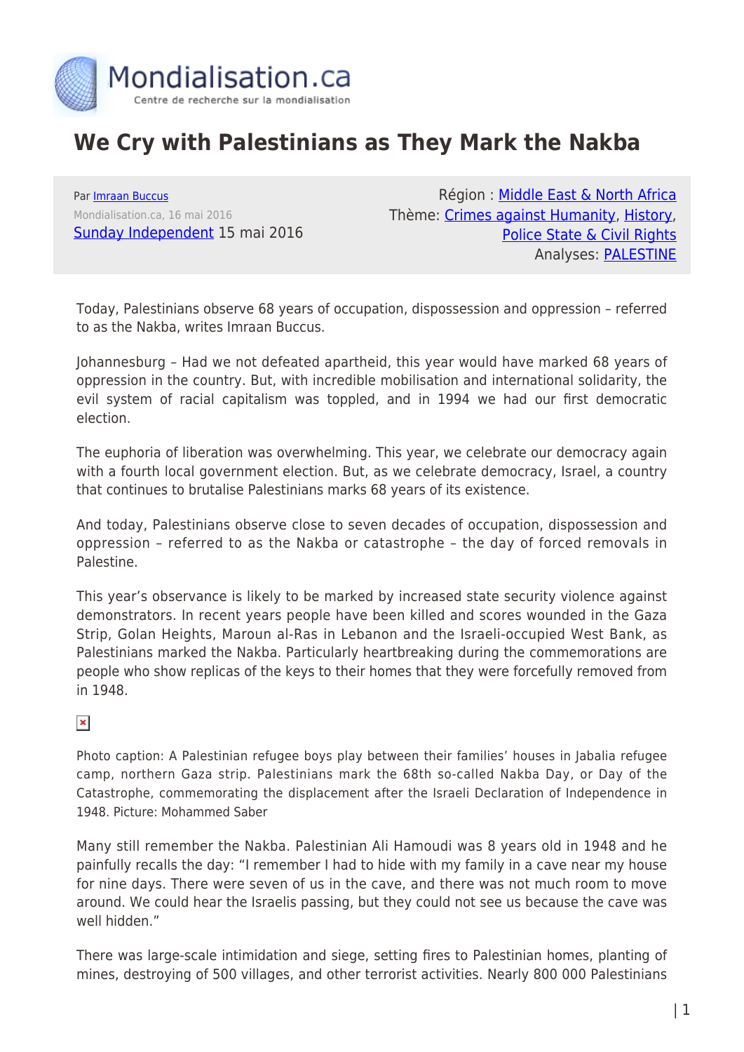Mondialisation.ca

Centre de recherche sur la mondialisation

# We Cry with Palestinians as They Mark the Nakba

Par Imraan Buccus

Mondialisation.ca, 16 mai 2016

Sunday Independent 15 mai 2016

Région : Middle East & North Africa

Thème: Crimes against Humanity, History, Police State & Civil Rights

Analyses: PALESTINE

Today, Palestinians observe 68 years of occupation, dispossession and oppression – referred to as the Nakba, writes Imraan Buccus.

Johannesburg – Had we not defeated apartheid, this year would have marked 68 years of oppression in the country. But, with incredible mobilisation and international solidarity, the evil system of racial capitalism was toppled, and in 1994 we had our first democratic election.

The euphoria of liberation was overwhelming. This year, we celebrate our democracy again with a fourth local government election. But, as we celebrate democracy, Israel, a country that continues to brutalise Palestinians marks 68 years of its existence.

And today, Palestinians observe close to seven decades of occupation, dispossession and oppression – referred to as the Nakba or catastrophe – the day of forced removals in Palestine.

This year's observance is likely to be marked by increased state security violence against demonstrators. In recent years people have been killed and scores wounded in the Gaza Strip, Golan Heights, Maroun al-Ras in Lebanon and the Israeli-occupied West Bank, as Palestinians marked the Nakba. Particularly heartbreaking during the commemorations are people who show replicas of the keys to their homes that they were forcefully removed from in 1948.

Photo caption: A Palestinian refugee boys play between their families' houses in Jabalia refugee camp, northern Gaza strip. Palestinians mark the 68th so-called Nakba Day, or Day of the Catastrophe, commemorating the displacement after the Israeli Declaration of Independence in 1948. Picture: Mohammed Saber

Many still remember the Nakba. Palestinian Ali Hamoudi was 8 years old in 1948 and he painfully recalls the day: "I remember I had to hide with my family in a cave near my house for nine days. There were seven of us in the cave, and there was not much room to move around. We could hear the Israelis passing, but they could not see us because the cave was well hidden."

There was large-scale intimidation and siege, setting fires to Palestinian homes, planting of mines, destroying of 500 villages, and other terrorist activities. Nearly 800 000 Palestinians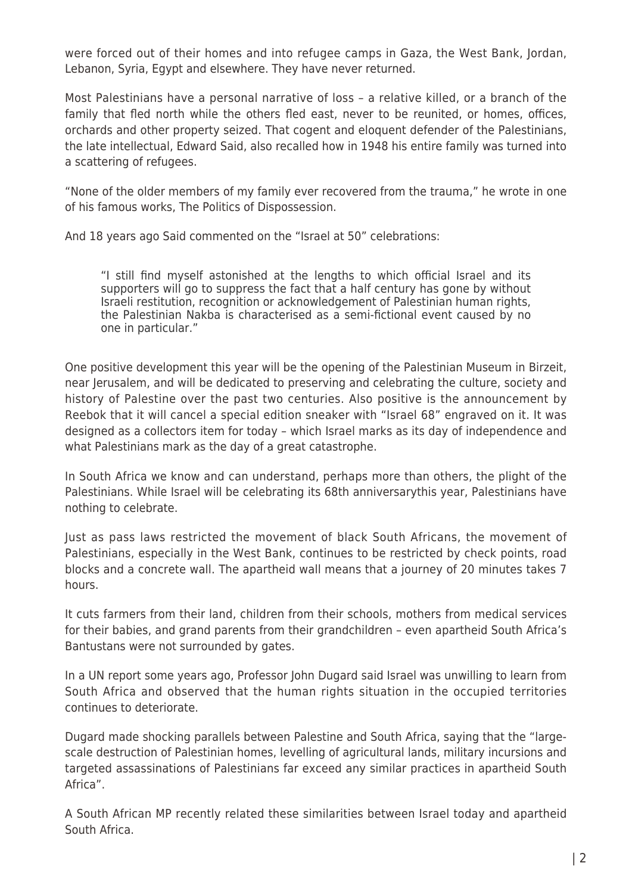were forced out of their homes and into refugee camps in Gaza, the West Bank, Jordan, Lebanon, Syria, Egypt and elsewhere. They have never returned.

Most Palestinians have a personal narrative of loss – a relative killed, or a branch of the family that fled north while the others fled east, never to be reunited, or homes, offices, orchards and other property seized. That cogent and eloquent defender of the Palestinians, the late intellectual, Edward Said, also recalled how in 1948 his entire family was turned into a scattering of refugees.

"None of the older members of my family ever recovered from the trauma," he wrote in one of his famous works, The Politics of Dispossession.

And 18 years ago Said commented on the "Israel at 50" celebrations:

> "I still find myself astonished at the lengths to which official Israel and its supporters will go to suppress the fact that a half century has gone by without Israeli restitution, recognition or acknowledgement of Palestinian human rights, the Palestinian Nakba is characterised as a semi-fictional event caused by no one in particular."

One positive development this year will be the opening of the Palestinian Museum in Birzeit, near Jerusalem, and will be dedicated to preserving and celebrating the culture, society and history of Palestine over the past two centuries. Also positive is the announcement by Reebok that it will cancel a special edition sneaker with "Israel 68" engraved on it. It was designed as a collectors item for today – which Israel marks as its day of independence and what Palestinians mark as the day of a great catastrophe.

In South Africa we know and can understand, perhaps more than others, the plight of the Palestinians. While Israel will be celebrating its 68th anniversarythis year, Palestinians have nothing to celebrate.

Just as pass laws restricted the movement of black South Africans, the movement of Palestinians, especially in the West Bank, continues to be restricted by check points, road blocks and a concrete wall. The apartheid wall means that a journey of 20 minutes takes 7 hours.

It cuts farmers from their land, children from their schools, mothers from medical services for their babies, and grand parents from their grandchildren – even apartheid South Africa's Bantustans were not surrounded by gates.

In a UN report some years ago, Professor John Dugard said Israel was unwilling to learn from South Africa and observed that the human rights situation in the occupied territories continues to deteriorate.

Dugard made shocking parallels between Palestine and South Africa, saying that the "large-scale destruction of Palestinian homes, levelling of agricultural lands, military incursions and targeted assassinations of Palestinians far exceed any similar practices in apartheid South Africa".

A South African MP recently related these similarities between Israel today and apartheid South Africa.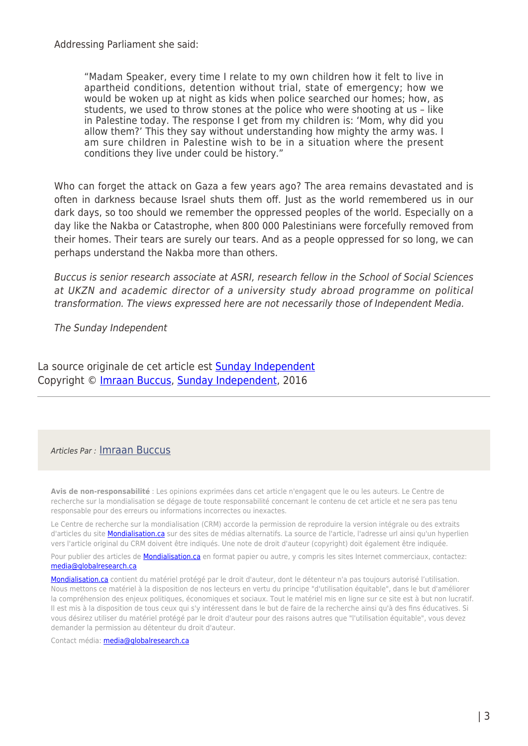Addressing Parliament she said:

> "Madam Speaker, every time I relate to my own children how it felt to live in apartheid conditions, detention without trial, state of emergency; how we would be woken up at night as kids when police searched our homes; how, as students, we used to throw stones at the police who were shooting at us – like in Palestine today. The response I get from my children is: 'Mom, why did you allow them?' This they say without understanding how mighty the army was. I am sure children in Palestine wish to be in a situation where the present conditions they live under could be history."

Who can forget the attack on Gaza a few years ago? The area remains devastated and is often in darkness because Israel shuts them off. Just as the world remembered us in our dark days, so too should we remember the oppressed peoples of the world. Especially on a day like the Nakba or Catastrophe, when 800 000 Palestinians were forcefully removed from their homes. Their tears are surely our tears. And as a people oppressed for so long, we can perhaps understand the Nakba more than others.

*Buccus is senior research associate at ASRI, research fellow in the School of Social Sciences at UKZN and academic director of a university study abroad programme on political transformation. The views expressed here are not necessarily those of Independent Media.*

*The Sunday Independent*

La source originale de cet article est Sunday Independent
Copyright © Imraan Buccus, Sunday Independent, 2016

---

*Articles Par :* Imraan Buccus

**Avis de non-responsabilité** : Les opinions exprimées dans cet article n'engagent que le ou les auteurs. Le Centre de recherche sur la mondialisation se dégage de toute responsabilité concernant le contenu de cet article et ne sera pas tenu responsable pour des erreurs ou informations incorrectes ou inexactes.

Le Centre de recherche sur la mondialisation (CRM) accorde la permission de reproduire la version intégrale ou des extraits d'articles du site Mondialisation.ca sur des sites de médias alternatifs. La source de l'article, l'adresse url ainsi qu'un hyperlien vers l'article original du CRM doivent être indiqués. Une note de droit d'auteur (copyright) doit également être indiquée.

Pour publier des articles de Mondialisation.ca en format papier ou autre, y compris les sites Internet commerciaux, contactez: media@globalresearch.ca

Mondialisation.ca contient du matériel protégé par le droit d'auteur, dont le détenteur n'a pas toujours autorisé l'utilisation. Nous mettons ce matériel à la disposition de nos lecteurs en vertu du principe "d'utilisation équitable", dans le but d'améliorer la compréhension des enjeux politiques, économiques et sociaux. Tout le matériel mis en ligne sur ce site est à but non lucratif. Il est mis à la disposition de tous ceux qui s'y intéressent dans le but de faire de la recherche ainsi qu'à des fins éducatives. Si vous désirez utiliser du matériel protégé par le droit d'auteur pour des raisons autres que "l'utilisation équitable", vous devez demander la permission au détenteur du droit d'auteur.

Contact média: media@globalresearch.ca